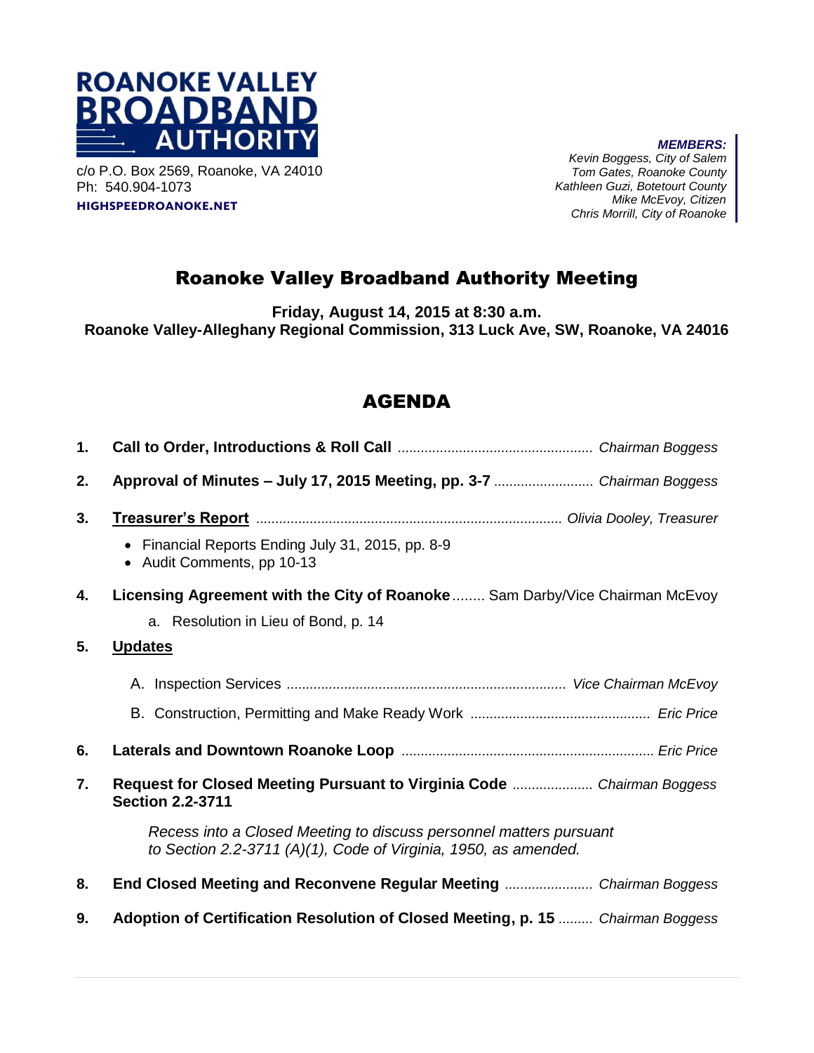**ROANOKE VALLEY BROADBAND AUTHORITY**

c/o P.O. Box 2569, Roanoke, VA 24010
Ph: 540.904-1073
**HIGHSPEEDROANOKE.NET**

***MEMBERS:***
*Kevin Boggess, City of Salem*
*Tom Gates, Roanoke County*
*Kathleen Guzi, Botetourt County*
*Mike McEvoy, Citizen*
*Chris Morrill, City of Roanoke*

# Roanoke Valley Broadband Authority Meeting

**Friday, August 14, 2015 at 8:30 a.m.**
**Roanoke Valley-Alleghany Regional Commission, 313 Luck Ave, SW, Roanoke, VA 24016**

## AGENDA

1. **Call to Order, Introductions & Roll Call** ........ *Chairman Boggess*
2. **Approval of Minutes – July 17, 2015 Meeting, pp. 3-7** ........ *Chairman Boggess*
3. **Treasurer's Report** ........ *Olivia Dooley, Treasurer*
   - Financial Reports Ending July 31, 2015, pp. 8-9
   - Audit Comments, pp 10-13
4. **Licensing Agreement with the City of Roanoke** ........ Sam Darby/Vice Chairman McEvoy
   a. Resolution in Lieu of Bond, p. 14
5. **Updates**
   A. Inspection Services ........ *Vice Chairman McEvoy*
   B. Construction, Permitting and Make Ready Work ........ *Eric Price*
6. **Laterals and Downtown Roanoke Loop** ........ *Eric Price*
7. **Request for Closed Meeting Pursuant to Virginia Code Section 2.2-3711** ........ *Chairman Boggess*

   *Recess into a Closed Meeting to discuss personnel matters pursuant to Section 2.2-3711 (A)(1), Code of Virginia, 1950, as amended.*
8. **End Closed Meeting and Reconvene Regular Meeting** ........ *Chairman Boggess*
9. **Adoption of Certification Resolution of Closed Meeting, p. 15** ........ *Chairman Boggess*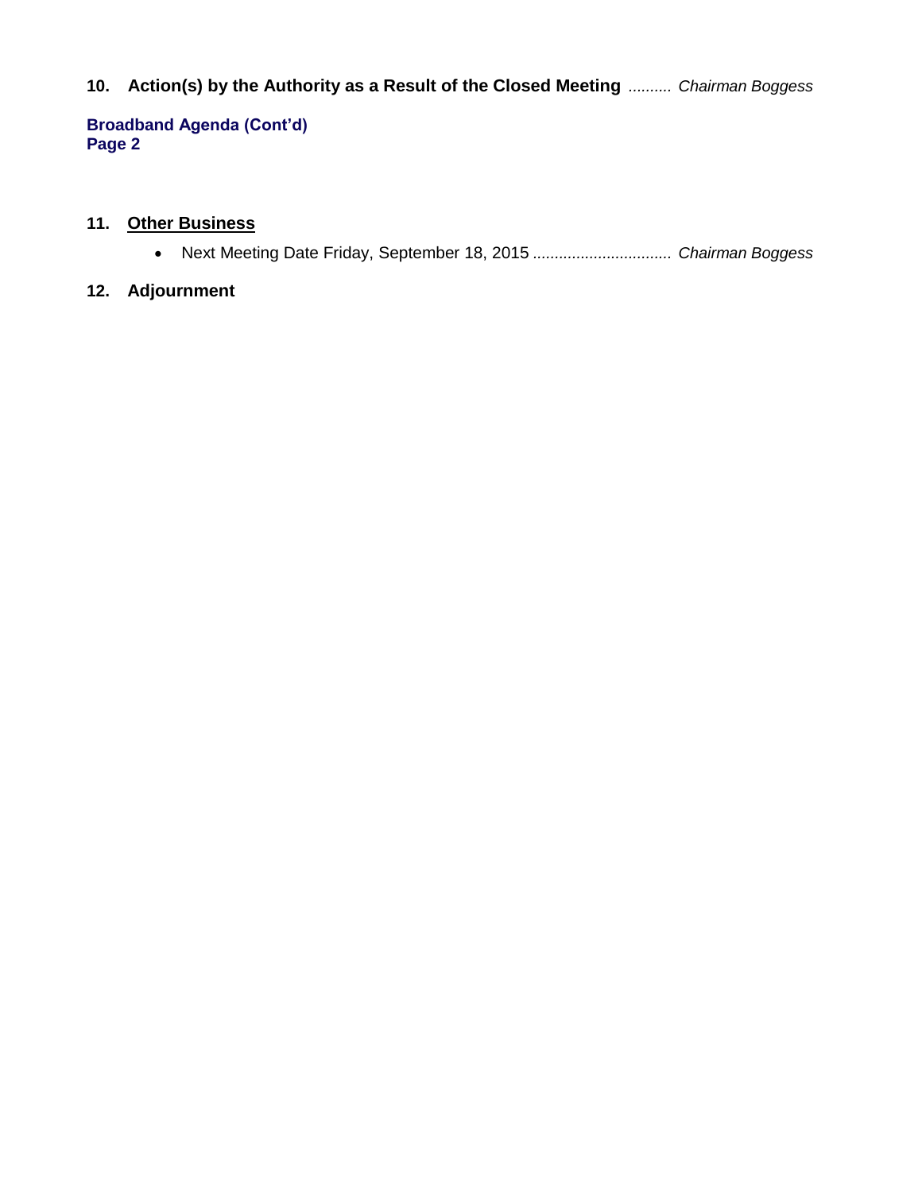**10. Action(s) by the Authority as a Result of the Closed Meeting** .......... *Chairman Boggess*

**11. Other Business**

- Next Meeting Date Friday, September 18, 2015 ................................ *Chairman Boggess*

**12. Adjournment**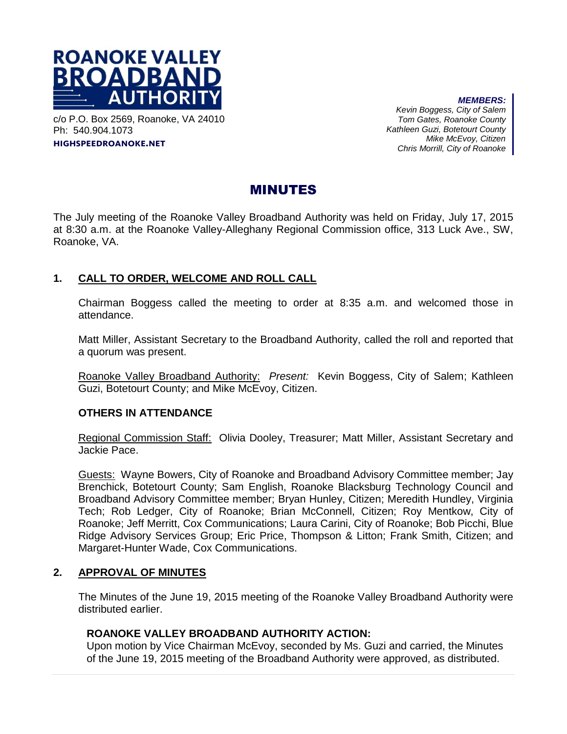**ROANOKE VALLEY BROADBAND AUTHORITY**

c/o P.O. Box 2569, Roanoke, VA 24010
Ph: 540.904.1073
**HIGHSPEEDROANOKE.NET**

***MEMBERS:***
*Kevin Boggess, City of Salem*
*Tom Gates, Roanoke County*
*Kathleen Guzi, Botetourt County*
*Mike McEvoy, Citizen*
*Chris Morrill, City of Roanoke*

# MINUTES

The July meeting of the Roanoke Valley Broadband Authority was held on Friday, July 17, 2015 at 8:30 a.m. at the Roanoke Valley-Alleghany Regional Commission office, 313 Luck Ave., SW, Roanoke, VA.

## 1. CALL TO ORDER, WELCOME AND ROLL CALL

Chairman Boggess called the meeting to order at 8:35 a.m. and welcomed those in attendance.

Matt Miller, Assistant Secretary to the Broadband Authority, called the roll and reported that a quorum was present.

Roanoke Valley Broadband Authority: *Present:* Kevin Boggess, City of Salem; Kathleen Guzi, Botetourt County; and Mike McEvoy, Citizen.

### OTHERS IN ATTENDANCE

Regional Commission Staff: Olivia Dooley, Treasurer; Matt Miller, Assistant Secretary and Jackie Pace.

Guests: Wayne Bowers, City of Roanoke and Broadband Advisory Committee member; Jay Brenchick, Botetourt County; Sam English, Roanoke Blacksburg Technology Council and Broadband Advisory Committee member; Bryan Hunley, Citizen; Meredith Hundley, Virginia Tech; Rob Ledger, City of Roanoke; Brian McConnell, Citizen; Roy Mentkow, City of Roanoke; Jeff Merritt, Cox Communications; Laura Carini, City of Roanoke; Bob Picchi, Blue Ridge Advisory Services Group; Eric Price, Thompson & Litton; Frank Smith, Citizen; and Margaret-Hunter Wade, Cox Communications.

## 2. APPROVAL OF MINUTES

The Minutes of the June 19, 2015 meeting of the Roanoke Valley Broadband Authority were distributed earlier.

**ROANOKE VALLEY BROADBAND AUTHORITY ACTION:**
Upon motion by Vice Chairman McEvoy, seconded by Ms. Guzi and carried, the Minutes of the June 19, 2015 meeting of the Broadband Authority were approved, as distributed.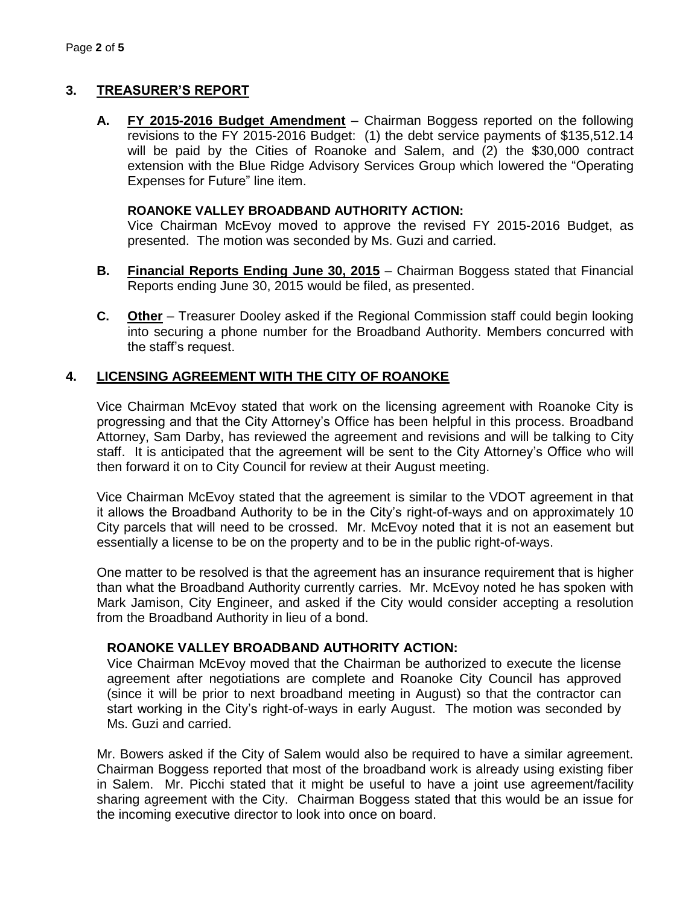## 3. TREASURER'S REPORT

**A.** **FY 2015-2016 Budget Amendment** – Chairman Boggess reported on the following revisions to the FY 2015-2016 Budget: (1) the debt service payments of $135,512.14 will be paid by the Cities of Roanoke and Salem, and (2) the $30,000 contract extension with the Blue Ridge Advisory Services Group which lowered the "Operating Expenses for Future" line item.

**ROANOKE VALLEY BROADBAND AUTHORITY ACTION:**
Vice Chairman McEvoy moved to approve the revised FY 2015-2016 Budget, as presented. The motion was seconded by Ms. Guzi and carried.

**B.** **Financial Reports Ending June 30, 2015** – Chairman Boggess stated that Financial Reports ending June 30, 2015 would be filed, as presented.

**C.** **Other** – Treasurer Dooley asked if the Regional Commission staff could begin looking into securing a phone number for the Broadband Authority. Members concurred with the staff's request.

## 4. LICENSING AGREEMENT WITH THE CITY OF ROANOKE

Vice Chairman McEvoy stated that work on the licensing agreement with Roanoke City is progressing and that the City Attorney's Office has been helpful in this process. Broadband Attorney, Sam Darby, has reviewed the agreement and revisions and will be talking to City staff. It is anticipated that the agreement will be sent to the City Attorney's Office who will then forward it on to City Council for review at their August meeting.

Vice Chairman McEvoy stated that the agreement is similar to the VDOT agreement in that it allows the Broadband Authority to be in the City's right-of-ways and on approximately 10 City parcels that will need to be crossed. Mr. McEvoy noted that it is not an easement but essentially a license to be on the property and to be in the public right-of-ways.

One matter to be resolved is that the agreement has an insurance requirement that is higher than what the Broadband Authority currently carries. Mr. McEvoy noted he has spoken with Mark Jamison, City Engineer, and asked if the City would consider accepting a resolution from the Broadband Authority in lieu of a bond.

**ROANOKE VALLEY BROADBAND AUTHORITY ACTION:**
Vice Chairman McEvoy moved that the Chairman be authorized to execute the license agreement after negotiations are complete and Roanoke City Council has approved (since it will be prior to next broadband meeting in August) so that the contractor can start working in the City's right-of-ways in early August. The motion was seconded by Ms. Guzi and carried.

Mr. Bowers asked if the City of Salem would also be required to have a similar agreement. Chairman Boggess reported that most of the broadband work is already using existing fiber in Salem. Mr. Picchi stated that it might be useful to have a joint use agreement/facility sharing agreement with the City. Chairman Boggess stated that this would be an issue for the incoming executive director to look into once on board.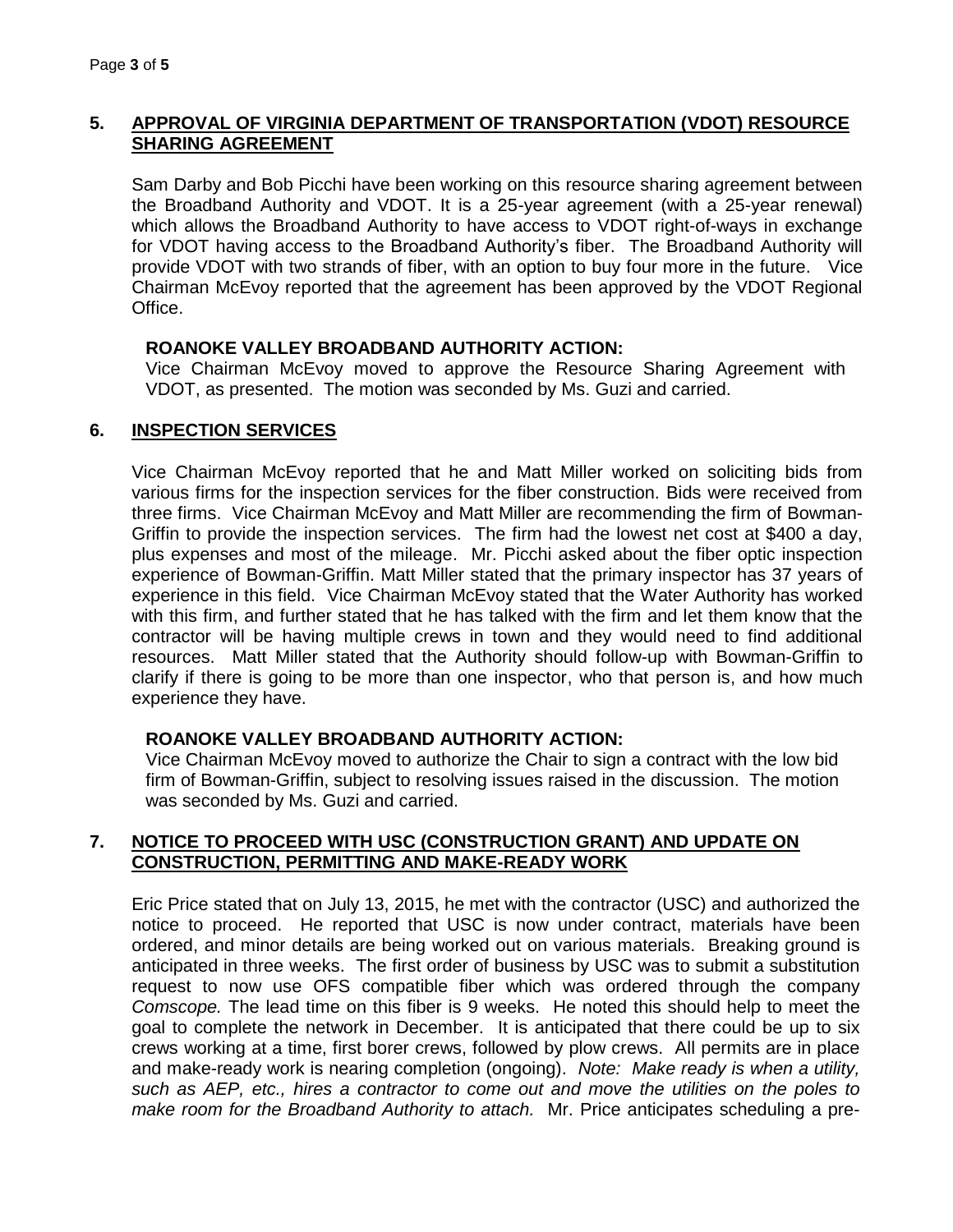## 5. APPROVAL OF VIRGINIA DEPARTMENT OF TRANSPORTATION (VDOT) RESOURCE SHARING AGREEMENT

Sam Darby and Bob Picchi have been working on this resource sharing agreement between the Broadband Authority and VDOT. It is a 25-year agreement (with a 25-year renewal) which allows the Broadband Authority to have access to VDOT right-of-ways in exchange for VDOT having access to the Broadband Authority's fiber. The Broadband Authority will provide VDOT with two strands of fiber, with an option to buy four more in the future. Vice Chairman McEvoy reported that the agreement has been approved by the VDOT Regional Office.

**ROANOKE VALLEY BROADBAND AUTHORITY ACTION:**
Vice Chairman McEvoy moved to approve the Resource Sharing Agreement with VDOT, as presented. The motion was seconded by Ms. Guzi and carried.

## 6. INSPECTION SERVICES

Vice Chairman McEvoy reported that he and Matt Miller worked on soliciting bids from various firms for the inspection services for the fiber construction. Bids were received from three firms. Vice Chairman McEvoy and Matt Miller are recommending the firm of Bowman-Griffin to provide the inspection services. The firm had the lowest net cost at $400 a day, plus expenses and most of the mileage. Mr. Picchi asked about the fiber optic inspection experience of Bowman-Griffin. Matt Miller stated that the primary inspector has 37 years of experience in this field. Vice Chairman McEvoy stated that the Water Authority has worked with this firm, and further stated that he has talked with the firm and let them know that the contractor will be having multiple crews in town and they would need to find additional resources. Matt Miller stated that the Authority should follow-up with Bowman-Griffin to clarify if there is going to be more than one inspector, who that person is, and how much experience they have.

**ROANOKE VALLEY BROADBAND AUTHORITY ACTION:**
Vice Chairman McEvoy moved to authorize the Chair to sign a contract with the low bid firm of Bowman-Griffin, subject to resolving issues raised in the discussion. The motion was seconded by Ms. Guzi and carried.

## 7. NOTICE TO PROCEED WITH USC (CONSTRUCTION GRANT) AND UPDATE ON CONSTRUCTION, PERMITTING AND MAKE-READY WORK

Eric Price stated that on July 13, 2015, he met with the contractor (USC) and authorized the notice to proceed. He reported that USC is now under contract, materials have been ordered, and minor details are being worked out on various materials. Breaking ground is anticipated in three weeks. The first order of business by USC was to submit a substitution request to now use OFS compatible fiber which was ordered through the company *Comscope.* The lead time on this fiber is 9 weeks. He noted this should help to meet the goal to complete the network in December. It is anticipated that there could be up to six crews working at a time, first borer crews, followed by plow crews. All permits are in place and make-ready work is nearing completion (ongoing). *Note: Make ready is when a utility, such as AEP, etc., hires a contractor to come out and move the utilities on the poles to make room for the Broadband Authority to attach.* Mr. Price anticipates scheduling a pre-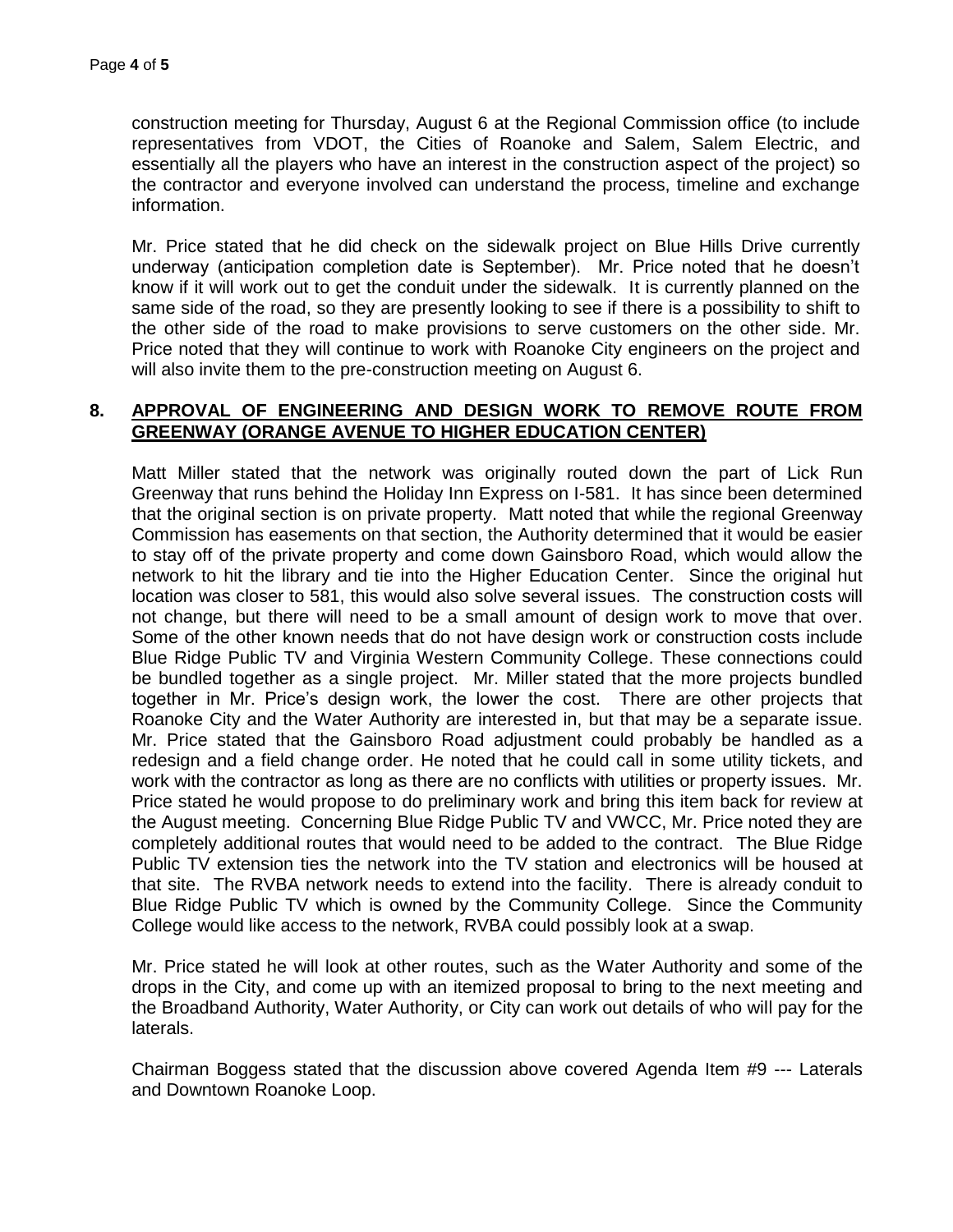construction meeting for Thursday, August 6 at the Regional Commission office (to include representatives from VDOT, the Cities of Roanoke and Salem, Salem Electric, and essentially all the players who have an interest in the construction aspect of the project) so the contractor and everyone involved can understand the process, timeline and exchange information.

Mr. Price stated that he did check on the sidewalk project on Blue Hills Drive currently underway (anticipation completion date is September). Mr. Price noted that he doesn't know if it will work out to get the conduit under the sidewalk. It is currently planned on the same side of the road, so they are presently looking to see if there is a possibility to shift to the other side of the road to make provisions to serve customers on the other side. Mr. Price noted that they will continue to work with Roanoke City engineers on the project and will also invite them to the pre-construction meeting on August 6.

**8. APPROVAL OF ENGINEERING AND DESIGN WORK TO REMOVE ROUTE FROM GREENWAY (ORANGE AVENUE TO HIGHER EDUCATION CENTER)**

Matt Miller stated that the network was originally routed down the part of Lick Run Greenway that runs behind the Holiday Inn Express on I-581. It has since been determined that the original section is on private property. Matt noted that while the regional Greenway Commission has easements on that section, the Authority determined that it would be easier to stay off of the private property and come down Gainsboro Road, which would allow the network to hit the library and tie into the Higher Education Center. Since the original hut location was closer to 581, this would also solve several issues. The construction costs will not change, but there will need to be a small amount of design work to move that over. Some of the other known needs that do not have design work or construction costs include Blue Ridge Public TV and Virginia Western Community College. These connections could be bundled together as a single project. Mr. Miller stated that the more projects bundled together in Mr. Price's design work, the lower the cost. There are other projects that Roanoke City and the Water Authority are interested in, but that may be a separate issue. Mr. Price stated that the Gainsboro Road adjustment could probably be handled as a redesign and a field change order. He noted that he could call in some utility tickets, and work with the contractor as long as there are no conflicts with utilities or property issues. Mr. Price stated he would propose to do preliminary work and bring this item back for review at the August meeting. Concerning Blue Ridge Public TV and VWCC, Mr. Price noted they are completely additional routes that would need to be added to the contract. The Blue Ridge Public TV extension ties the network into the TV station and electronics will be housed at that site. The RVBA network needs to extend into the facility. There is already conduit to Blue Ridge Public TV which is owned by the Community College. Since the Community College would like access to the network, RVBA could possibly look at a swap.

Mr. Price stated he will look at other routes, such as the Water Authority and some of the drops in the City, and come up with an itemized proposal to bring to the next meeting and the Broadband Authority, Water Authority, or City can work out details of who will pay for the laterals.

Chairman Boggess stated that the discussion above covered Agenda Item #9 --- Laterals and Downtown Roanoke Loop.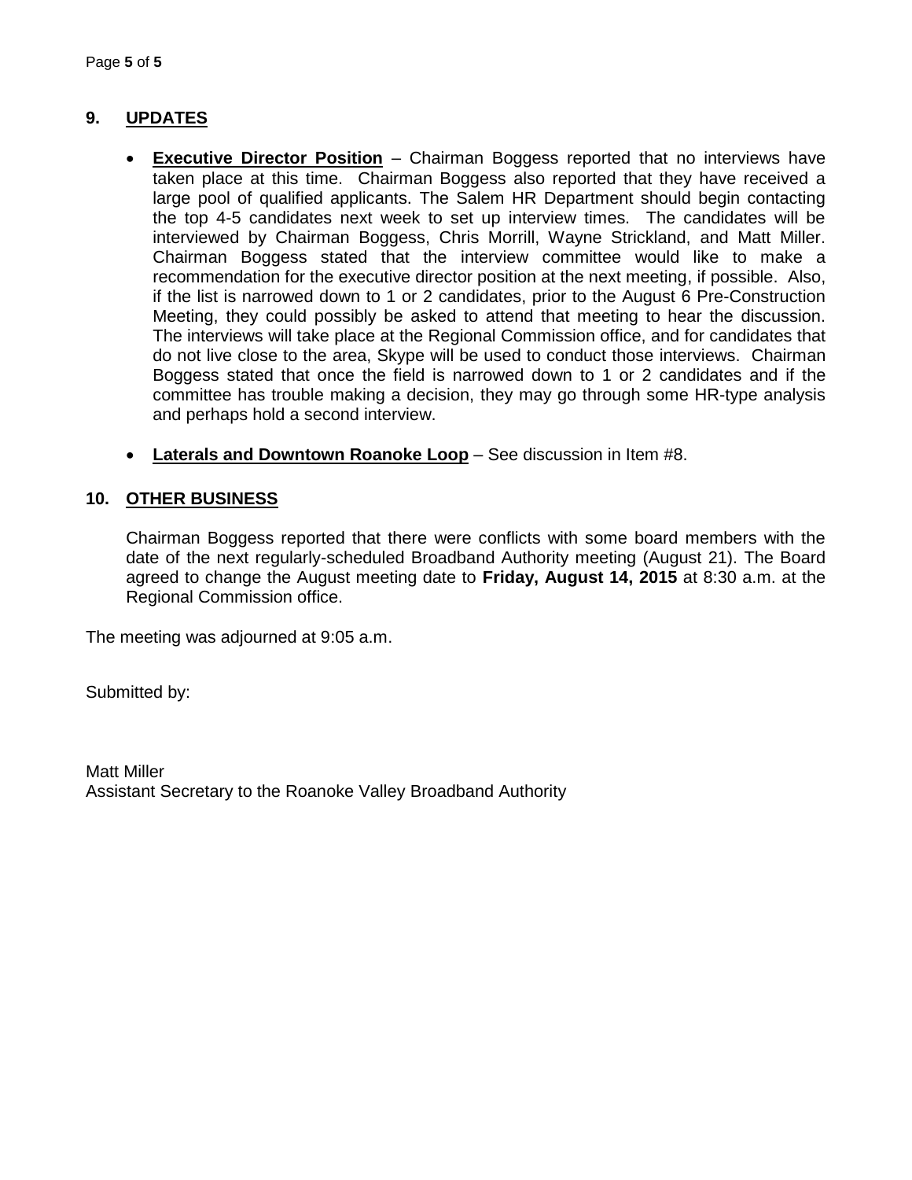## 9. UPDATES

- **Executive Director Position** – Chairman Boggess reported that no interviews have taken place at this time. Chairman Boggess also reported that they have received a large pool of qualified applicants. The Salem HR Department should begin contacting the top 4-5 candidates next week to set up interview times. The candidates will be interviewed by Chairman Boggess, Chris Morrill, Wayne Strickland, and Matt Miller. Chairman Boggess stated that the interview committee would like to make a recommendation for the executive director position at the next meeting, if possible. Also, if the list is narrowed down to 1 or 2 candidates, prior to the August 6 Pre-Construction Meeting, they could possibly be asked to attend that meeting to hear the discussion. The interviews will take place at the Regional Commission office, and for candidates that do not live close to the area, Skype will be used to conduct those interviews. Chairman Boggess stated that once the field is narrowed down to 1 or 2 candidates and if the committee has trouble making a decision, they may go through some HR-type analysis and perhaps hold a second interview.

- **Laterals and Downtown Roanoke Loop** – See discussion in Item #8.

## 10. OTHER BUSINESS

Chairman Boggess reported that there were conflicts with some board members with the date of the next regularly-scheduled Broadband Authority meeting (August 21). The Board agreed to change the August meeting date to **Friday, August 14, 2015** at 8:30 a.m. at the Regional Commission office.

The meeting was adjourned at 9:05 a.m.

Submitted by:

Matt Miller
Assistant Secretary to the Roanoke Valley Broadband Authority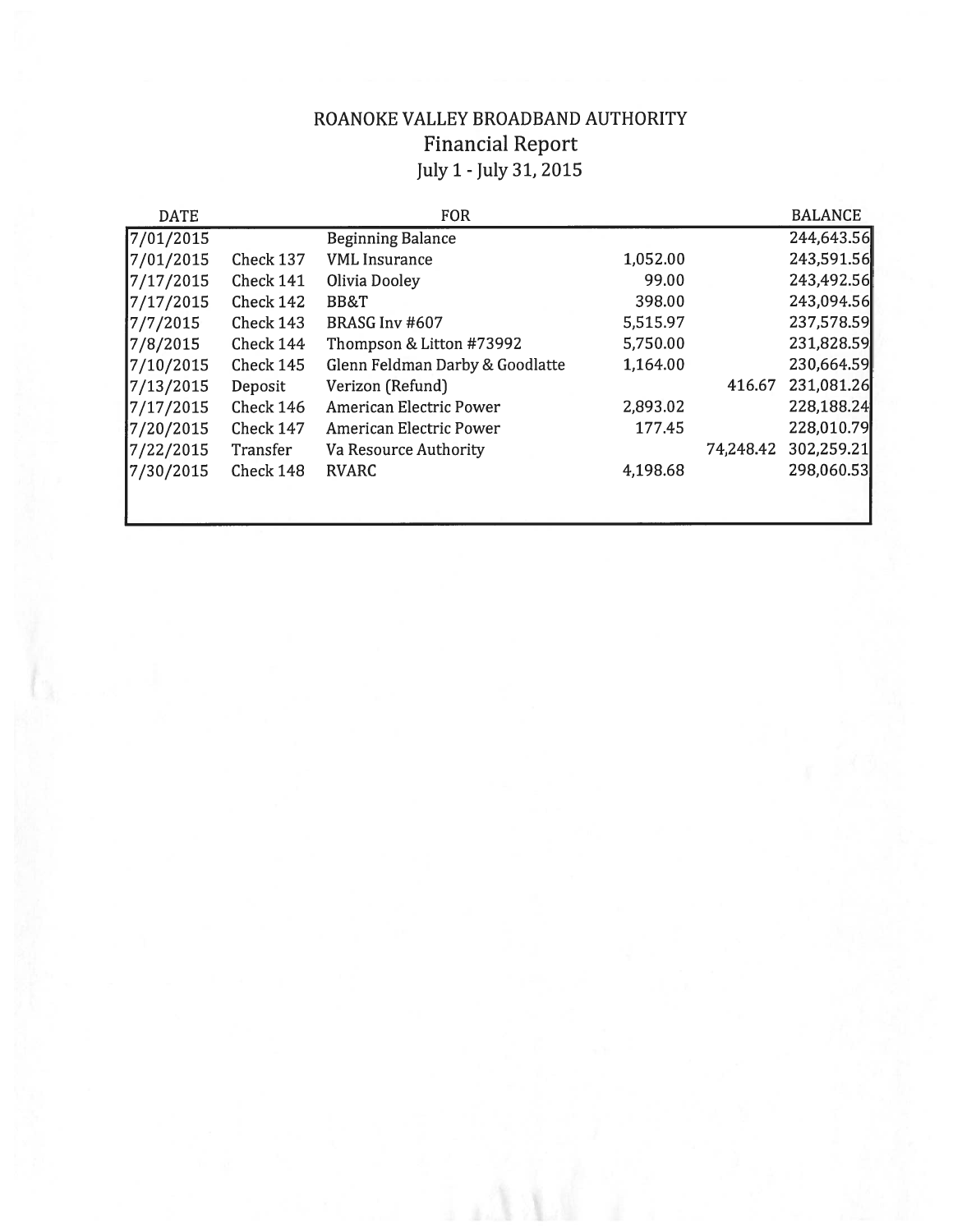# ROANOKE VALLEY BROADBAND AUTHORITY

## Financial Report

July 1 - July 31, 2015

| DATE | | FOR | | | BALANCE |
|---|---|---|---|---|---|
| 7/01/2015 | | Beginning Balance | | | 244,643.56 |
| 7/01/2015 | Check 137 | VML Insurance | 1,052.00 | | 243,591.56 |
| 7/17/2015 | Check 141 | Olivia Dooley | 99.00 | | 243,492.56 |
| 7/17/2015 | Check 142 | BB&T | 398.00 | | 243,094.56 |
| 7/7/2015 | Check 143 | BRASG Inv #607 | 5,515.97 | | 237,578.59 |
| 7/8/2015 | Check 144 | Thompson & Litton #73992 | 5,750.00 | | 231,828.59 |
| 7/10/2015 | Check 145 | Glenn Feldman Darby & Goodlatte | 1,164.00 | | 230,664.59 |
| 7/13/2015 | Deposit | Verizon (Refund) | | 416.67 | 231,081.26 |
| 7/17/2015 | Check 146 | American Electric Power | 2,893.02 | | 228,188.24 |
| 7/20/2015 | Check 147 | American Electric Power | 177.45 | | 228,010.79 |
| 7/22/2015 | Transfer | Va Resource Authority | | 74,248.42 | 302,259.21 |
| 7/30/2015 | Check 148 | RVARC | 4,198.68 | | 298,060.53 |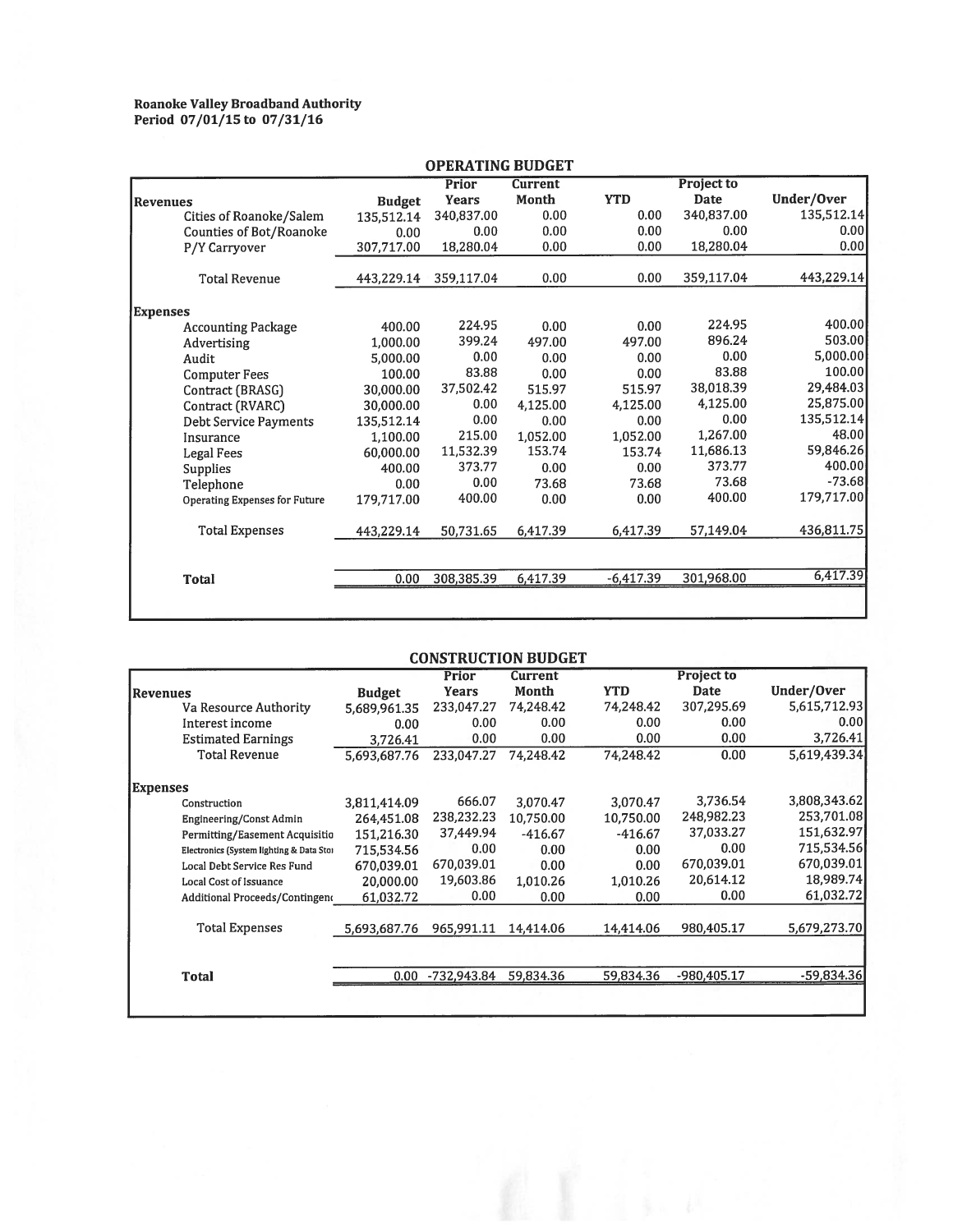**Roanoke Valley Broadband Authority**
**Period 07/01/15 to 07/31/16**

## OPERATING BUDGET

| Revenues | Budget | Prior Years | Current Month | YTD | Project to Date | Under/Over |
|---|---|---|---|---|---|---|
| Cities of Roanoke/Salem | 135,512.14 | 340,837.00 | 0.00 | 0.00 | 340,837.00 | 135,512.14 |
| Counties of Bot/Roanoke | 0.00 | 0.00 | 0.00 | 0.00 | 0.00 | 0.00 |
| P/Y Carryover | 307,717.00 | 18,280.04 | 0.00 | 0.00 | 18,280.04 | 0.00 |
| Total Revenue | 443,229.14 | 359,117.04 | 0.00 | 0.00 | 359,117.04 | 443,229.14 |
| **Expenses** | | | | | | |
| Accounting Package | 400.00 | 224.95 | 0.00 | 0.00 | 224.95 | 400.00 |
| Advertising | 1,000.00 | 399.24 | 497.00 | 497.00 | 896.24 | 503.00 |
| Audit | 5,000.00 | 0.00 | 0.00 | 0.00 | 0.00 | 5,000.00 |
| Computer Fees | 100.00 | 83.88 | 0.00 | 0.00 | 83.88 | 100.00 |
| Contract (BRASG) | 30,000.00 | 37,502.42 | 515.97 | 515.97 | 38,018.39 | 29,484.03 |
| Contract (RVARC) | 30,000.00 | 0.00 | 4,125.00 | 4,125.00 | 4,125.00 | 25,875.00 |
| Debt Service Payments | 135,512.14 | 0.00 | 0.00 | 0.00 | 0.00 | 135,512.14 |
| Insurance | 1,100.00 | 215.00 | 1,052.00 | 1,052.00 | 1,267.00 | 48.00 |
| Legal Fees | 60,000.00 | 11,532.39 | 153.74 | 153.74 | 11,686.13 | 59,846.26 |
| Supplies | 400.00 | 373.77 | 0.00 | 0.00 | 373.77 | 400.00 |
| Telephone | 0.00 | 0.00 | 73.68 | 73.68 | 73.68 | -73.68 |
| Operating Expenses for Future | 179,717.00 | 400.00 | 0.00 | 0.00 | 400.00 | 179,717.00 |
| Total Expenses | 443,229.14 | 50,731.65 | 6,417.39 | 6,417.39 | 57,149.04 | 436,811.75 |
| **Total** | 0.00 | 308,385.39 | 6,417.39 | -6,417.39 | 301,968.00 | 6,417.39 |

## CONSTRUCTION BUDGET

| Revenues | Budget | Prior Years | Current Month | YTD | Project to Date | Under/Over |
|---|---|---|---|---|---|---|
| Va Resource Authority | 5,689,961.35 | 233,047.27 | 74,248.42 | 74,248.42 | 307,295.69 | 5,615,712.93 |
| Interest income | 0.00 | 0.00 | 0.00 | 0.00 | 0.00 | 0.00 |
| Estimated Earnings | 3,726.41 | 0.00 | 0.00 | 0.00 | 0.00 | 3,726.41 |
| Total Revenue | 5,693,687.76 | 233,047.27 | 74,248.42 | 74,248.42 | 0.00 | 5,619,439.34 |
| **Expenses** | | | | | | |
| Construction | 3,811,414.09 | 666.07 | 3,070.47 | 3,070.47 | 3,736.54 | 3,808,343.62 |
| Engineering/Const Admin | 264,451.08 | 238,232.23 | 10,750.00 | 10,750.00 | 248,982.23 | 253,701.08 |
| Permitting/Easement Acquisitio | 151,216.30 | 37,449.94 | -416.67 | -416.67 | 37,033.27 | 151,632.97 |
| Electronics (System lighting & Data Stoı | 715,534.56 | 0.00 | 0.00 | 0.00 | 0.00 | 715,534.56 |
| Local Debt Service Res Fund | 670,039.01 | 670,039.01 | 0.00 | 0.00 | 670,039.01 | 670,039.01 |
| Local Cost of Issuance | 20,000.00 | 19,603.86 | 1,010.26 | 1,010.26 | 20,614.12 | 18,989.74 |
| Additional Proceeds/Contingenc | 61,032.72 | 0.00 | 0.00 | 0.00 | 0.00 | 61,032.72 |
| Total Expenses | 5,693,687.76 | 965,991.11 | 14,414.06 | 14,414.06 | 980,405.17 | 5,679,273.70 |
| **Total** | 0.00 | -732,943.84 | 59,834.36 | 59,834.36 | -980,405.17 | -59,834.36 |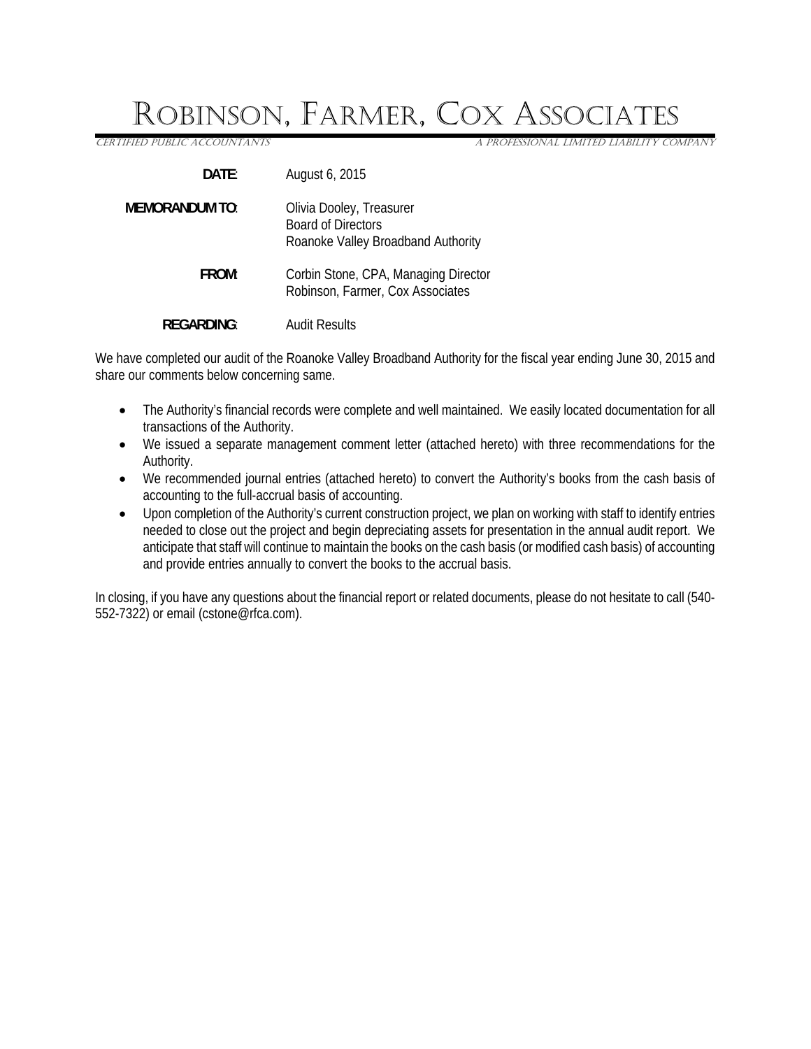# ROBINSON, FARMER, COX ASSOCIATES

*CERTIFIED PUBLIC ACCOUNTANTS* — *A PROFESSIONAL LIMITED LIABILITY COMPANY*

**DATE**: August 6, 2015

**MEMORANDUM TO**: Olivia Dooley, Treasurer
Board of Directors
Roanoke Valley Broadband Authority

**FROM**: Corbin Stone, CPA, Managing Director
Robinson, Farmer, Cox Associates

**REGARDING**: Audit Results

We have completed our audit of the Roanoke Valley Broadband Authority for the fiscal year ending June 30, 2015 and share our comments below concerning same.

- The Authority's financial records were complete and well maintained. We easily located documentation for all transactions of the Authority.
- We issued a separate management comment letter (attached hereto) with three recommendations for the Authority.
- We recommended journal entries (attached hereto) to convert the Authority's books from the cash basis of accounting to the full-accrual basis of accounting.
- Upon completion of the Authority's current construction project, we plan on working with staff to identify entries needed to close out the project and begin depreciating assets for presentation in the annual audit report. We anticipate that staff will continue to maintain the books on the cash basis (or modified cash basis) of accounting and provide entries annually to convert the books to the accrual basis.

In closing, if you have any questions about the financial report or related documents, please do not hesitate to call (540-552-7322) or email (cstone@rfca.com).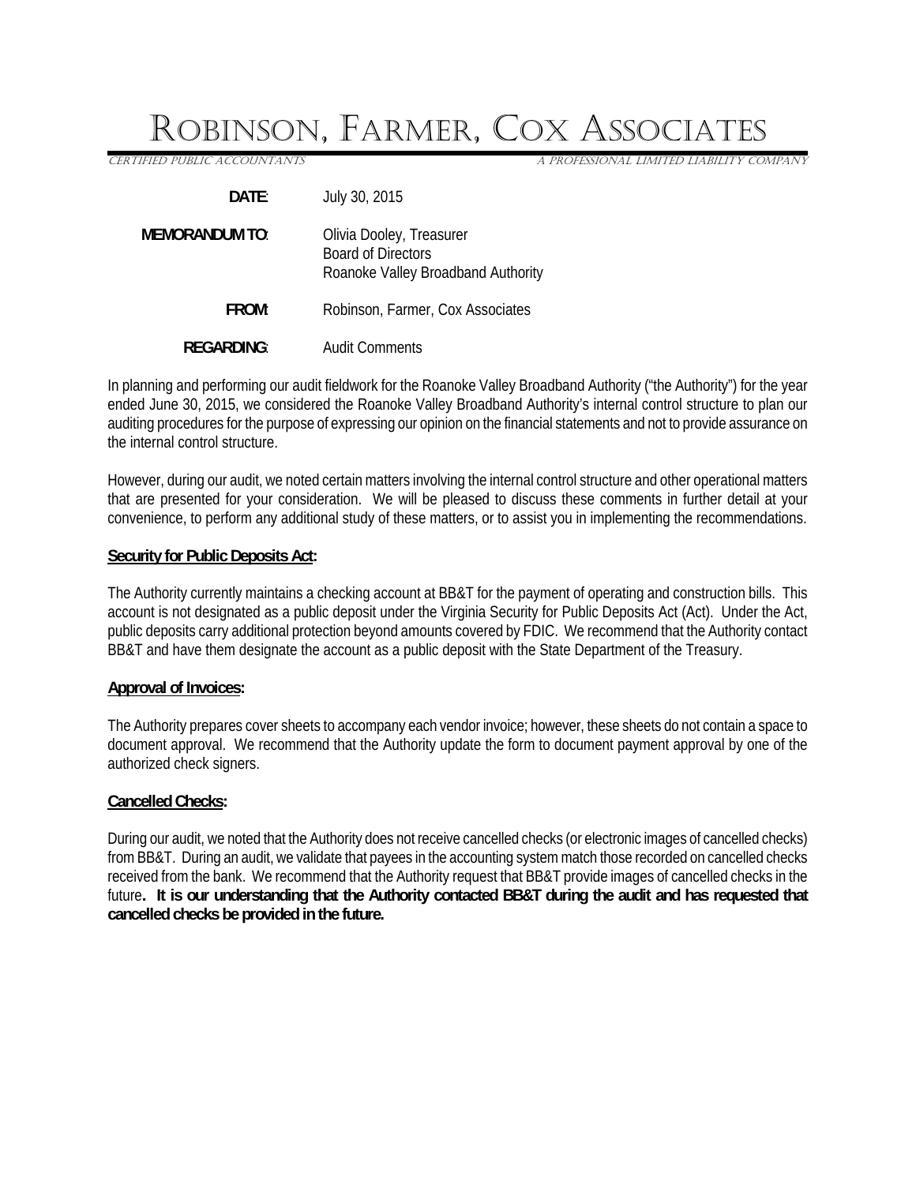# Robinson, Farmer, Cox Associates

Certified Public Accountants — A Professional Limited Liability Company

| | |
|---|---|
| **DATE**: | July 30, 2015 |
| **MEMORANDUM TO**: | Olivia Dooley, Treasurer<br>Board of Directors<br>Roanoke Valley Broadband Authority |
| **FROM**: | Robinson, Farmer, Cox Associates |
| **REGARDING**: | Audit Comments |

In planning and performing our audit fieldwork for the Roanoke Valley Broadband Authority ("the Authority") for the year ended June 30, 2015, we considered the Roanoke Valley Broadband Authority's internal control structure to plan our auditing procedures for the purpose of expressing our opinion on the financial statements and not to provide assurance on the internal control structure.

However, during our audit, we noted certain matters involving the internal control structure and other operational matters that are presented for your consideration. We will be pleased to discuss these comments in further detail at your convenience, to perform any additional study of these matters, or to assist you in implementing the recommendations.

**Security for Public Deposits Act:**

The Authority currently maintains a checking account at BB&T for the payment of operating and construction bills. This account is not designated as a public deposit under the Virginia Security for Public Deposits Act (Act). Under the Act, public deposits carry additional protection beyond amounts covered by FDIC. We recommend that the Authority contact BB&T and have them designate the account as a public deposit with the State Department of the Treasury.

**Approval of Invoices:**

The Authority prepares cover sheets to accompany each vendor invoice; however, these sheets do not contain a space to document approval. We recommend that the Authority update the form to document payment approval by one of the authorized check signers.

**Cancelled Checks:**

During our audit, we noted that the Authority does not receive cancelled checks (or electronic images of cancelled checks) from BB&T. During an audit, we validate that payees in the accounting system match those recorded on cancelled checks received from the bank. We recommend that the Authority request that BB&T provide images of cancelled checks in the future**. It is our understanding that the Authority contacted BB&T during the audit and has requested that cancelled checks be provided in the future.**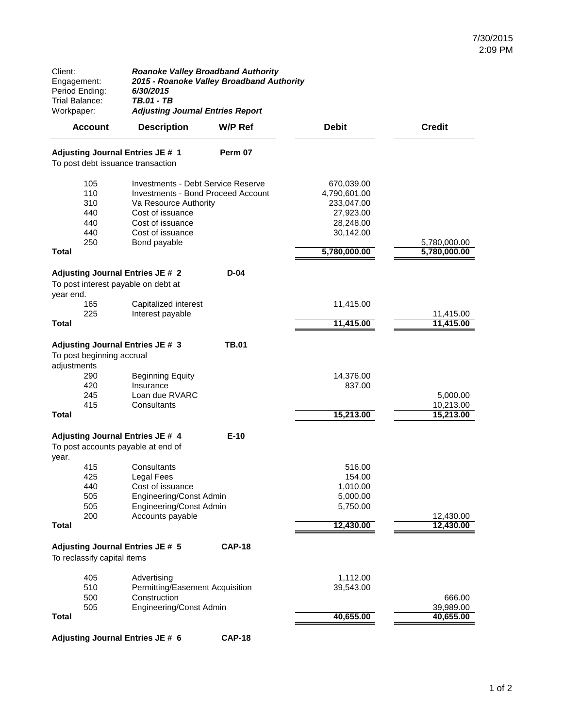7/30/2015
2:09 PM

| | |
|---|---|
| Client: | ***Roanoke Valley Broadband Authority*** |
| Engagement: | ***2015 - Roanoke Valley Broadband Authority*** |
| Period Ending: | ***6/30/2015*** |
| Trial Balance: | ***TB.01 - TB*** |
| Workpaper: | ***Adjusting Journal Entries Report*** |

| Account | Description | W/P Ref | Debit | Credit |
|---|---|---|---|---|
| **Adjusting Journal Entries JE # 1** | | **Perm 07** | | |
| To post debt issuance transaction | | | | |
| 105 | Investments - Debt Service Reserve | | 670,039.00 | |
| 110 | Investments - Bond Proceed Account | | 4,790,601.00 | |
| 310 | Va Resource Authority | | 233,047.00 | |
| 440 | Cost of issuance | | 27,923.00 | |
| 440 | Cost of issuance | | 28,248.00 | |
| 440 | Cost of issuance | | 30,142.00 | |
| 250 | Bond payable | | | 5,780,000.00 |
| **Total** | | | 5,780,000.00 | 5,780,000.00 |
| **Adjusting Journal Entries JE # 2** | | **D-04** | | |
| To post interest payable on debt at year end. | | | | |
| 165 | Capitalized interest | | 11,415.00 | |
| 225 | Interest payable | | | 11,415.00 |
| **Total** | | | 11,415.00 | 11,415.00 |
| **Adjusting Journal Entries JE # 3** | | **TB.01** | | |
| To post beginning accrual adjustments | | | | |
| 290 | Beginning Equity | | 14,376.00 | |
| 420 | Insurance | | 837.00 | |
| 245 | Loan due RVARC | | | 5,000.00 |
| 415 | Consultants | | | 10,213.00 |
| **Total** | | | 15,213.00 | 15,213.00 |
| **Adjusting Journal Entries JE # 4** | | **E-10** | | |
| To post accounts payable at end of year. | | | | |
| 415 | Consultants | | 516.00 | |
| 425 | Legal Fees | | 154.00 | |
| 440 | Cost of issuance | | 1,010.00 | |
| 505 | Engineering/Const Admin | | 5,000.00 | |
| 505 | Engineering/Const Admin | | 5,750.00 | |
| 200 | Accounts payable | | | 12,430.00 |
| **Total** | | | 12,430.00 | 12,430.00 |
| **Adjusting Journal Entries JE # 5** | | **CAP-18** | | |
| To reclassify capital items | | | | |
| 405 | Advertising | | 1,112.00 | |
| 510 | Permitting/Easement Acquisition | | 39,543.00 | |
| 500 | Construction | | | 666.00 |
| 505 | Engineering/Const Admin | | | 39,989.00 |
| **Total** | | | 40,655.00 | 40,655.00 |
| **Adjusting Journal Entries JE # 6** | | **CAP-18** | | |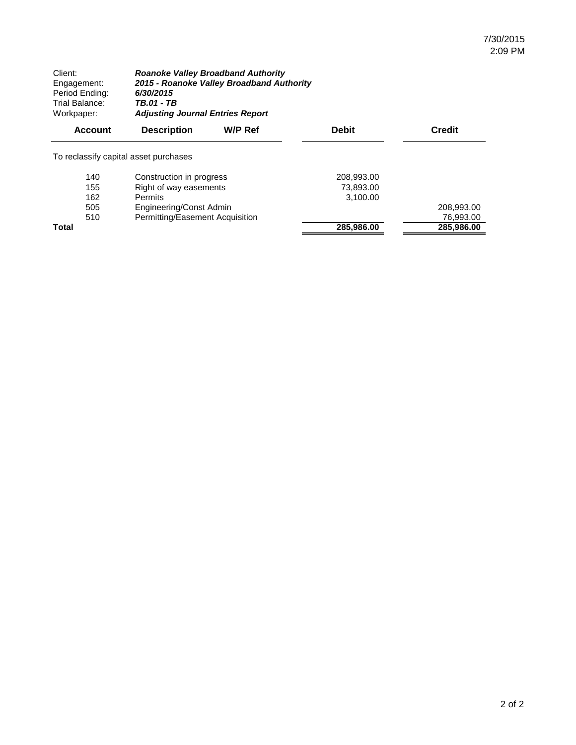7/30/2015
2:09 PM

Client: ***Roanoke Valley Broadband Authority***
Engagement: ***2015 - Roanoke Valley Broadband Authority***
Period Ending: ***6/30/2015***
Trial Balance: ***TB.01 - TB***
Workpaper: ***Adjusting Journal Entries Report***

| Account | Description | W/P Ref | Debit | Credit |
|---|---|---|---|---|
| To reclassify capital asset purchases | | | | |
| 140 | Construction in progress | | 208,993.00 | |
| 155 | Right of way easements | | 73,893.00 | |
| 162 | Permits | | 3,100.00 | |
| 505 | Engineering/Const Admin | | | 208,993.00 |
| 510 | Permitting/Easement Acquisition | | | 76,993.00 |
| **Total** | | | **285,986.00** | **285,986.00** |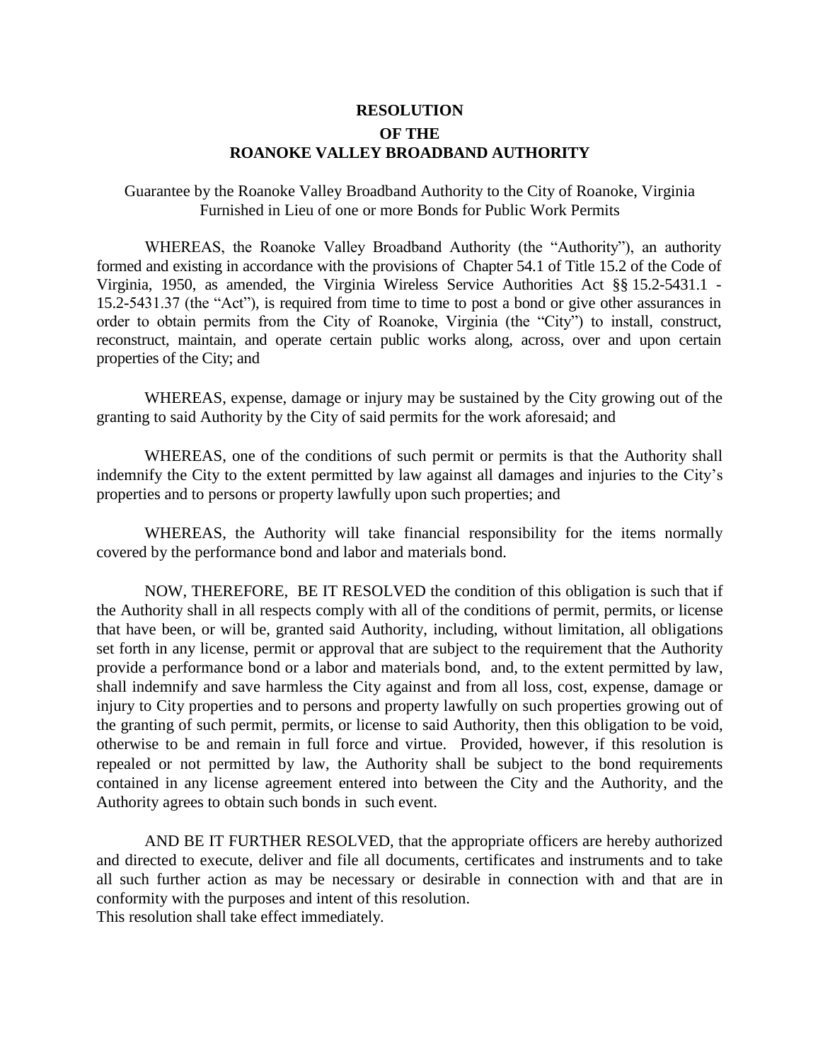# RESOLUTION
## OF THE
## ROANOKE VALLEY BROADBAND AUTHORITY

Guarantee by the Roanoke Valley Broadband Authority to the City of Roanoke, Virginia Furnished in Lieu of one or more Bonds for Public Work Permits

WHEREAS, the Roanoke Valley Broadband Authority (the "Authority"), an authority formed and existing in accordance with the provisions of Chapter 54.1 of Title 15.2 of the Code of Virginia, 1950, as amended, the Virginia Wireless Service Authorities Act §§ 15.2-5431.1 - 15.2-5431.37 (the "Act"), is required from time to time to post a bond or give other assurances in order to obtain permits from the City of Roanoke, Virginia (the "City") to install, construct, reconstruct, maintain, and operate certain public works along, across, over and upon certain properties of the City; and

WHEREAS, expense, damage or injury may be sustained by the City growing out of the granting to said Authority by the City of said permits for the work aforesaid; and

WHEREAS, one of the conditions of such permit or permits is that the Authority shall indemnify the City to the extent permitted by law against all damages and injuries to the City's properties and to persons or property lawfully upon such properties; and

WHEREAS, the Authority will take financial responsibility for the items normally covered by the performance bond and labor and materials bond.

NOW, THEREFORE, BE IT RESOLVED the condition of this obligation is such that if the Authority shall in all respects comply with all of the conditions of permit, permits, or license that have been, or will be, granted said Authority, including, without limitation, all obligations set forth in any license, permit or approval that are subject to the requirement that the Authority provide a performance bond or a labor and materials bond, and, to the extent permitted by law, shall indemnify and save harmless the City against and from all loss, cost, expense, damage or injury to City properties and to persons and property lawfully on such properties growing out of the granting of such permit, permits, or license to said Authority, then this obligation to be void, otherwise to be and remain in full force and virtue. Provided, however, if this resolution is repealed or not permitted by law, the Authority shall be subject to the bond requirements contained in any license agreement entered into between the City and the Authority, and the Authority agrees to obtain such bonds in such event.

AND BE IT FURTHER RESOLVED, that the appropriate officers are hereby authorized and directed to execute, deliver and file all documents, certificates and instruments and to take all such further action as may be necessary or desirable in connection with and that are in conformity with the purposes and intent of this resolution.

This resolution shall take effect immediately.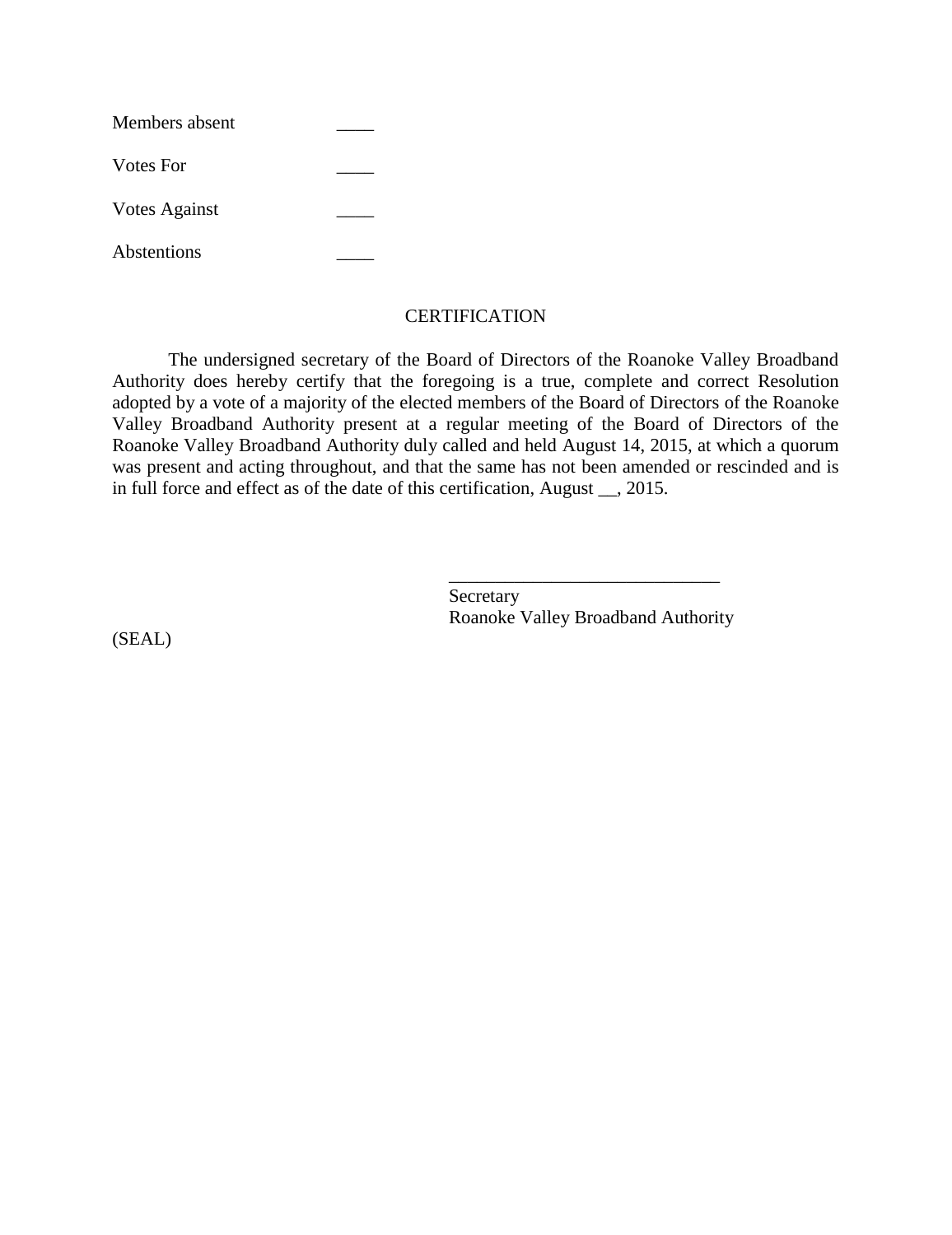Members absent ____

Votes For ____

Votes Against ____

Abstentions ____

CERTIFICATION

The undersigned secretary of the Board of Directors of the Roanoke Valley Broadband Authority does hereby certify that the foregoing is a true, complete and correct Resolution adopted by a vote of a majority of the elected members of the Board of Directors of the Roanoke Valley Broadband Authority present at a regular meeting of the Board of Directors of the Roanoke Valley Broadband Authority duly called and held August 14, 2015, at which a quorum was present and acting throughout, and that the same has not been amended or rescinded and is in full force and effect as of the date of this certification, August __, 2015.

______________________________
Secretary
Roanoke Valley Broadband Authority

(SEAL)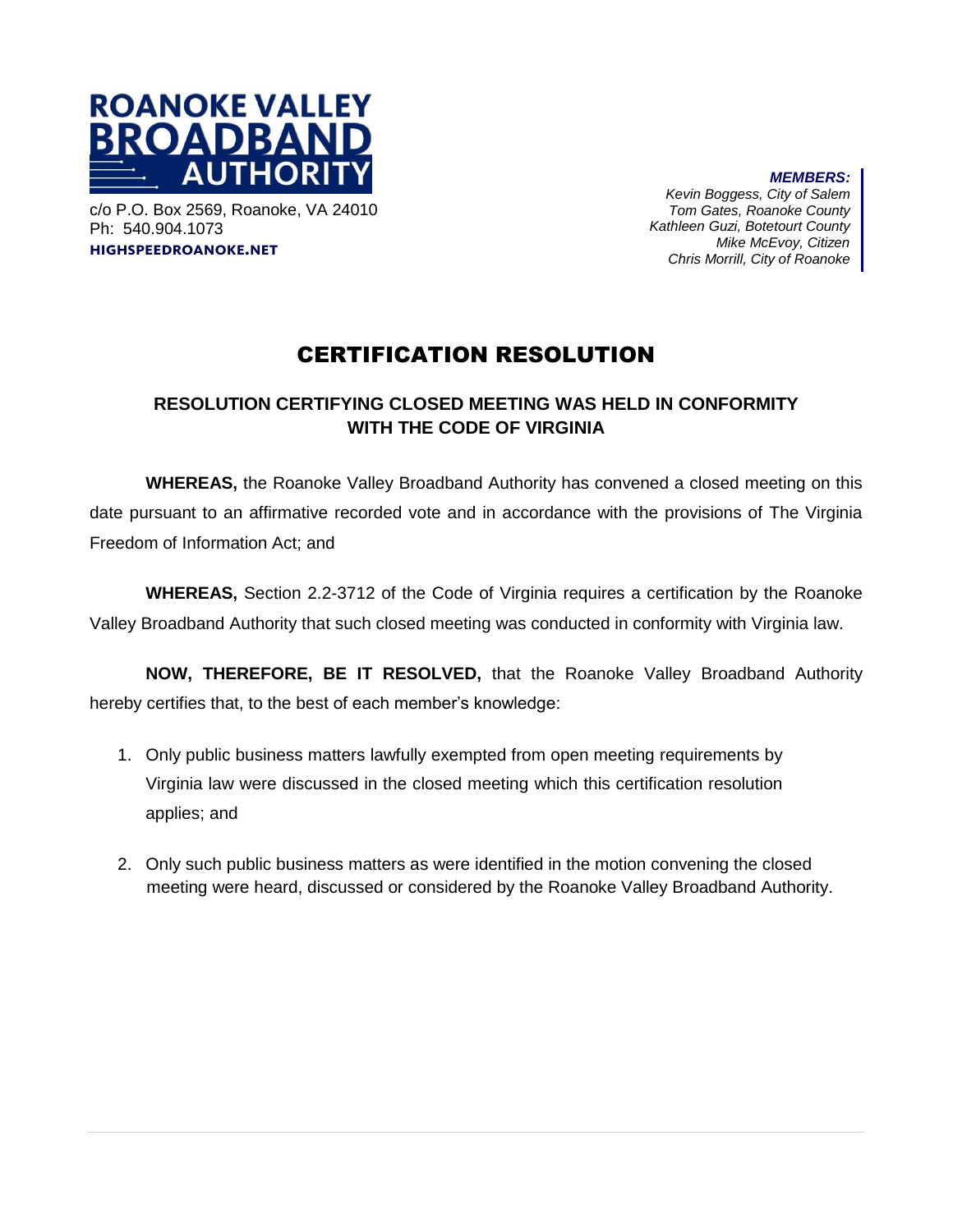**ROANOKE VALLEY BROADBAND AUTHORITY**

c/o P.O. Box 2569, Roanoke, VA 24010
Ph: 540.904.1073
**HIGHSPEEDROANOKE.NET**

***MEMBERS:***
*Kevin Boggess, City of Salem*
*Tom Gates, Roanoke County*
*Kathleen Guzi, Botetourt County*
*Mike McEvoy, Citizen*
*Chris Morrill, City of Roanoke*

# CERTIFICATION RESOLUTION

## RESOLUTION CERTIFYING CLOSED MEETING WAS HELD IN CONFORMITY WITH THE CODE OF VIRGINIA

**WHEREAS,** the Roanoke Valley Broadband Authority has convened a closed meeting on this date pursuant to an affirmative recorded vote and in accordance with the provisions of The Virginia Freedom of Information Act; and

**WHEREAS,** Section 2.2-3712 of the Code of Virginia requires a certification by the Roanoke Valley Broadband Authority that such closed meeting was conducted in conformity with Virginia law.

**NOW, THEREFORE, BE IT RESOLVED,** that the Roanoke Valley Broadband Authority hereby certifies that, to the best of each member's knowledge:

1. Only public business matters lawfully exempted from open meeting requirements by Virginia law were discussed in the closed meeting which this certification resolution applies; and

2. Only such public business matters as were identified in the motion convening the closed meeting were heard, discussed or considered by the Roanoke Valley Broadband Authority.